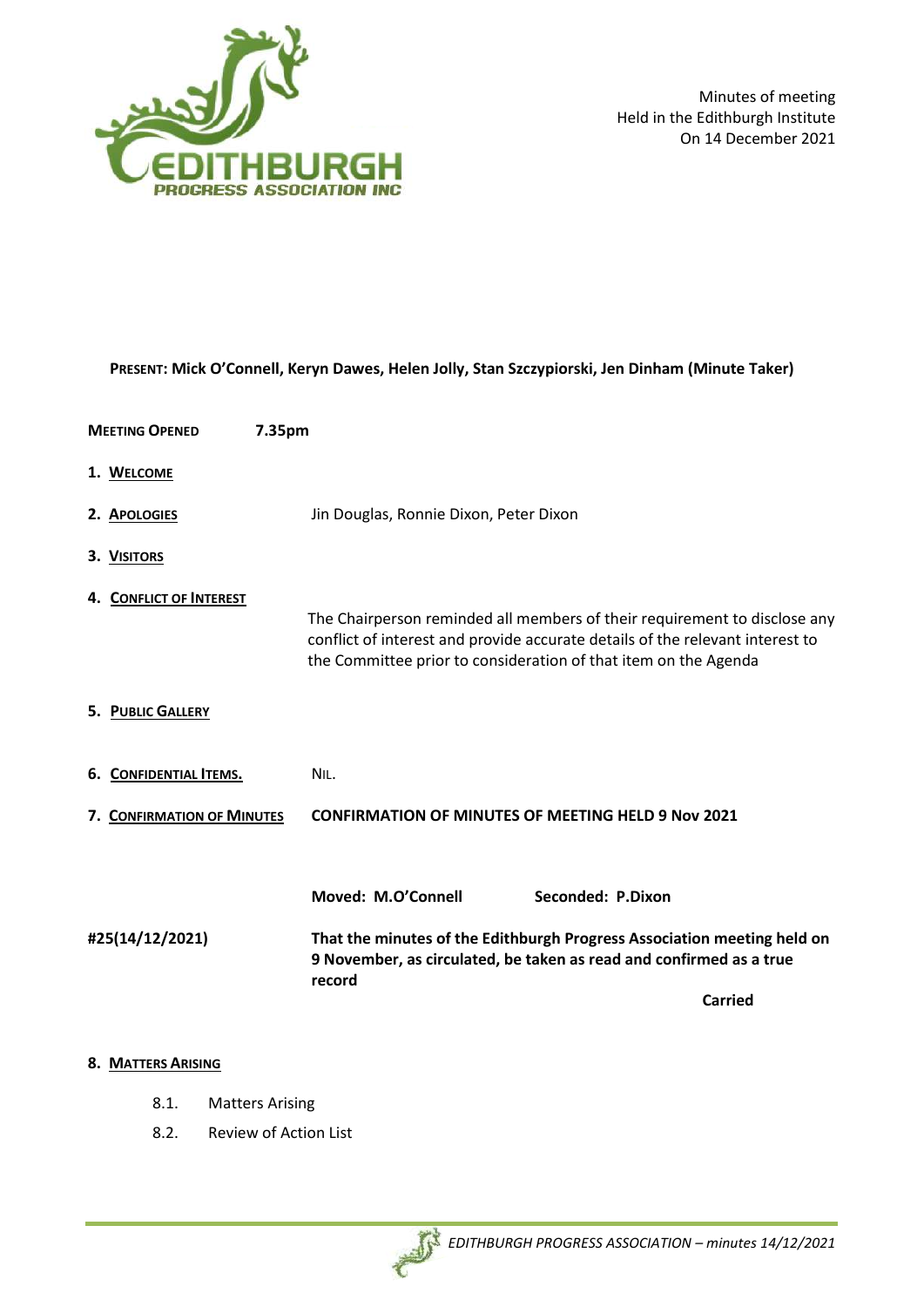Minutes of meeting
Held in the Edithburgh Institute
On 14 December 2021

**PRESENT: Mick O'Connell, Keryn Dawes, Helen Jolly, Stan Szczypiorski, Jen Dinham (Minute Taker)**

**MEETING OPENED** **7.35pm**

1. **WELCOME**

2. **APOLOGIES** Jin Douglas, Ronnie Dixon, Peter Dixon

3. **VISITORS**

4. **CONFLICT OF INTEREST**

   The Chairperson reminded all members of their requirement to disclose any conflict of interest and provide accurate details of the relevant interest to the Committee prior to consideration of that item on the Agenda

5. **PUBLIC GALLERY**

6. **CONFIDENTIAL ITEMS.** NIL.

7. **CONFIRMATION OF MINUTES** **CONFIRMATION OF MINUTES OF MEETING HELD 9 Nov 2021**

   **Moved: M.O'Connell** **Seconded: P.Dixon**

   **#25(14/12/2021)** **That the minutes of the Edithburgh Progress Association meeting held on 9 November, as circulated, be taken as read and confirmed as a true record**

   **Carried**

8. **MATTERS ARISING**

   8.1. Matters Arising

   8.2. Review of Action List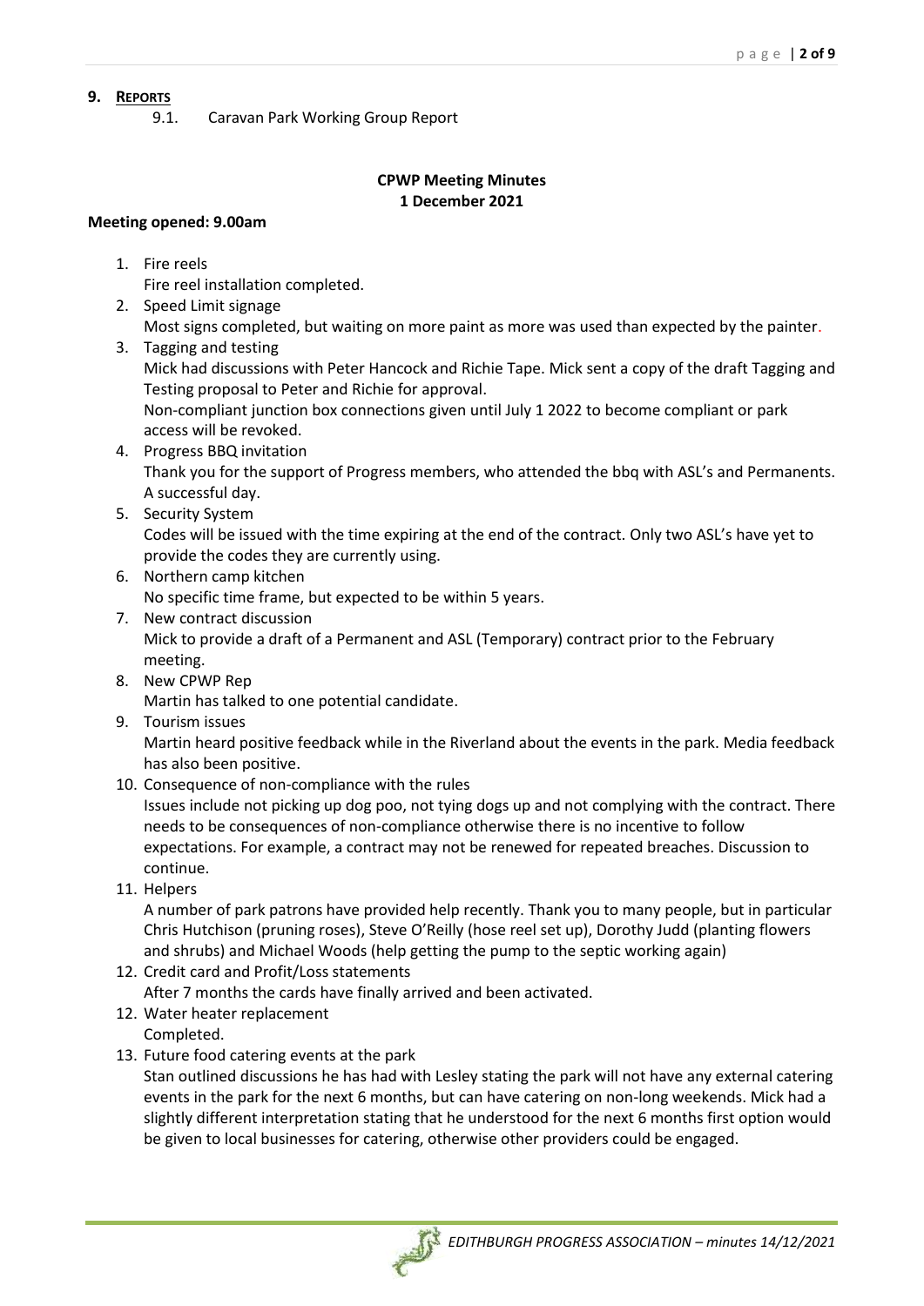## 9. Reports

9.1. Caravan Park Working Group Report

**CPWP Meeting Minutes**
**1 December 2021**

**Meeting opened: 9.00am**

1. Fire reels
   Fire reel installation completed.
2. Speed Limit signage
   Most signs completed, but waiting on more paint as more was used than expected by the painter.
3. Tagging and testing
   Mick had discussions with Peter Hancock and Richie Tape. Mick sent a copy of the draft Tagging and Testing proposal to Peter and Richie for approval.
   Non-compliant junction box connections given until July 1 2022 to become compliant or park access will be revoked.
4. Progress BBQ invitation
   Thank you for the support of Progress members, who attended the bbq with ASL's and Permanents. A successful day.
5. Security System
   Codes will be issued with the time expiring at the end of the contract. Only two ASL's have yet to provide the codes they are currently using.
6. Northern camp kitchen
   No specific time frame, but expected to be within 5 years.
7. New contract discussion
   Mick to provide a draft of a Permanent and ASL (Temporary) contract prior to the February meeting.
8. New CPWP Rep
   Martin has talked to one potential candidate.
9. Tourism issues
   Martin heard positive feedback while in the Riverland about the events in the park. Media feedback has also been positive.
10. Consequence of non-compliance with the rules
    Issues include not picking up dog poo, not tying dogs up and not complying with the contract. There needs to be consequences of non-compliance otherwise there is no incentive to follow expectations. For example, a contract may not be renewed for repeated breaches. Discussion to continue.
11. Helpers
    A number of park patrons have provided help recently. Thank you to many people, but in particular Chris Hutchison (pruning roses), Steve O'Reilly (hose reel set up), Dorothy Judd (planting flowers and shrubs) and Michael Woods (help getting the pump to the septic working again)
12. Credit card and Profit/Loss statements
    After 7 months the cards have finally arrived and been activated.
12. Water heater replacement
    Completed.
13. Future food catering events at the park
    Stan outlined discussions he has had with Lesley stating the park will not have any external catering events in the park for the next 6 months, but can have catering on non-long weekends. Mick had a slightly different interpretation stating that he understood for the next 6 months first option would be given to local businesses for catering, otherwise other providers could be engaged.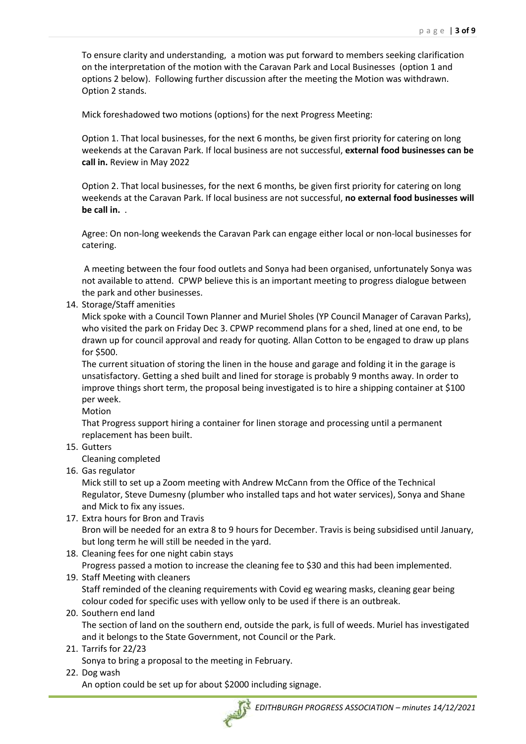To ensure clarity and understanding,  a motion was put forward to members seeking clarification on the interpretation of the motion with the Caravan Park and Local Businesses  (option 1 and options 2 below).  Following further discussion after the meeting the Motion was withdrawn. Option 2 stands.

Mick foreshadowed two motions (options) for the next Progress Meeting:

Option 1. That local businesses, for the next 6 months, be given first priority for catering on long weekends at the Caravan Park. If local business are not successful, **external food businesses can be call in.** Review in May 2022

Option 2. That local businesses, for the next 6 months, be given first priority for catering on long weekends at the Caravan Park. If local business are not successful, **no external food businesses will be call in.** .

Agree: On non-long weekends the Caravan Park can engage either local or non-local businesses for catering.

A meeting between the four food outlets and Sonya had been organised, unfortunately Sonya was not available to attend.  CPWP believe this is an important meeting to progress dialogue between the park and other businesses.

14. Storage/Staff amenities
    Mick spoke with a Council Town Planner and Muriel Sholes (YP Council Manager of Caravan Parks), who visited the park on Friday Dec 3. CPWP recommend plans for a shed, lined at one end, to be drawn up for council approval and ready for quoting. Allan Cotton to be engaged to draw up plans for $500.
    The current situation of storing the linen in the house and garage and folding it in the garage is unsatisfactory. Getting a shed built and lined for storage is probably 9 months away. In order to improve things short term, the proposal being investigated is to hire a shipping container at $100 per week.
    Motion
    That Progress support hiring a container for linen storage and processing until a permanent replacement has been built.
15. Gutters
    Cleaning completed
16. Gas regulator
    Mick still to set up a Zoom meeting with Andrew McCann from the Office of the Technical Regulator, Steve Dumesny (plumber who installed taps and hot water services), Sonya and Shane and Mick to fix any issues.
17. Extra hours for Bron and Travis
    Bron will be needed for an extra 8 to 9 hours for December. Travis is being subsidised until January, but long term he will still be needed in the yard.
18. Cleaning fees for one night cabin stays
    Progress passed a motion to increase the cleaning fee to $30 and this had been implemented.
19. Staff Meeting with cleaners
    Staff reminded of the cleaning requirements with Covid eg wearing masks, cleaning gear being colour coded for specific uses with yellow only to be used if there is an outbreak.
20. Southern end land
    The section of land on the southern end, outside the park, is full of weeds. Muriel has investigated and it belongs to the State Government, not Council or the Park.
21. Tarrifs for 22/23
    Sonya to bring a proposal to the meeting in February.
22. Dog wash
    An option could be set up for about $2000 including signage.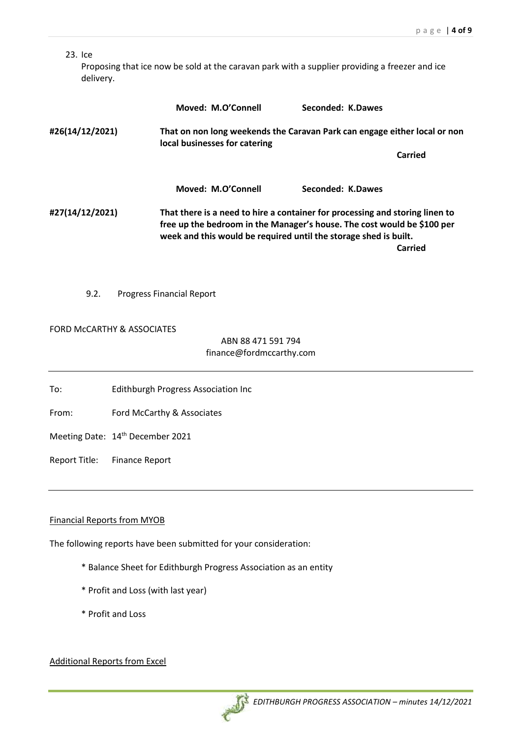23. Ice
   Proposing that ice now be sold at the caravan park with a supplier providing a freezer and ice delivery.

**Moved: M.O'Connell** **Seconded: K.Dawes**

**#26(14/12/2021)** **That on non long weekends the Caravan Park can engage either local or non local businesses for catering**

**Carried**

**Moved: M.O'Connell** **Seconded: K.Dawes**

**#27(14/12/2021)** **That there is a need to hire a container for processing and storing linen to free up the bedroom in the Manager's house. The cost would be $100 per week and this would be required until the storage shed is built.**

**Carried**

9.2. Progress Financial Report

FORD McCARTHY & ASSOCIATES

ABN 88 471 591 794
finance@fordmccarthy.com

---

To: Edithburgh Progress Association Inc

From: Ford McCarthy & Associates

Meeting Date: 14th December 2021

Report Title: Finance Report

---

Financial Reports from MYOB

The following reports have been submitted for your consideration:

* Balance Sheet for Edithburgh Progress Association as an entity

* Profit and Loss (with last year)

* Profit and Loss

Additional Reports from Excel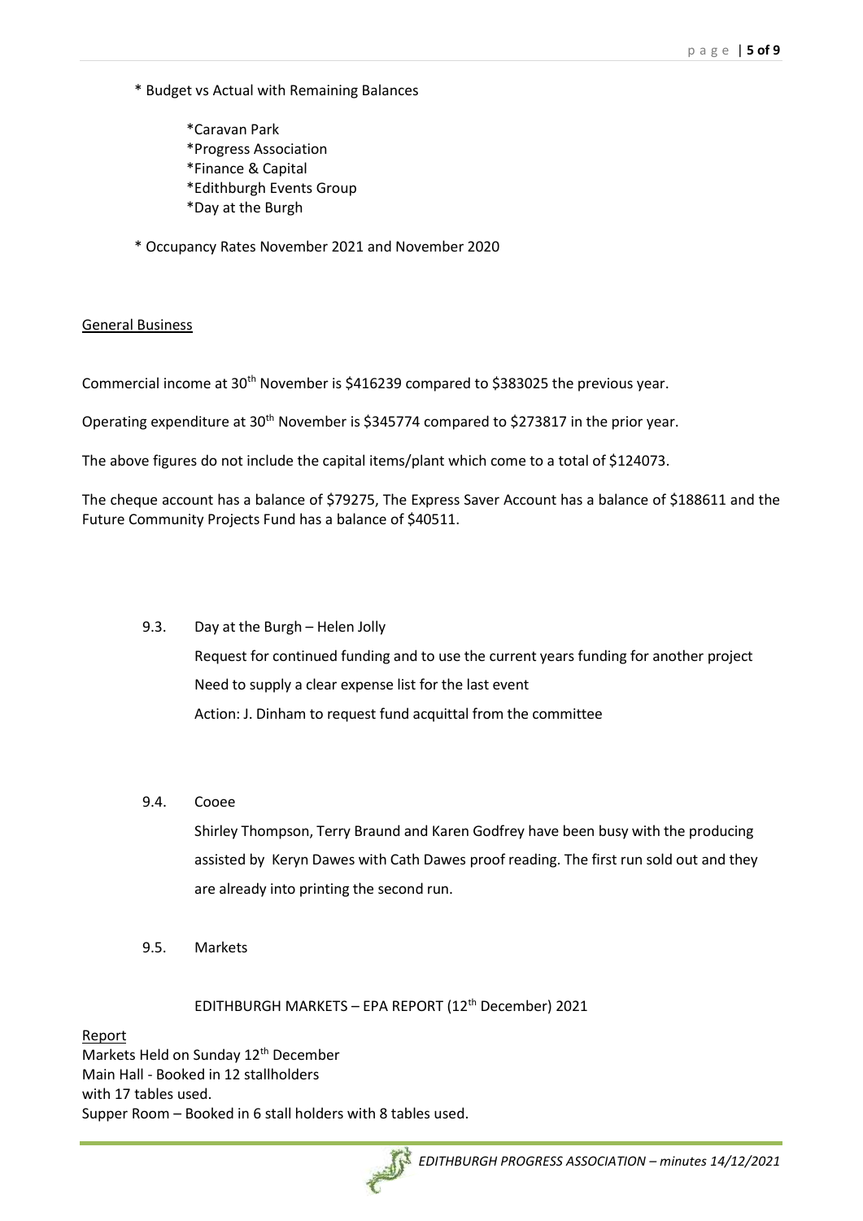* Budget vs Actual with Remaining Balances

  * Caravan Park
  * Progress Association
  * Finance & Capital
  * Edithburgh Events Group
  * Day at the Burgh

* Occupancy Rates November 2021 and November 2020

General Business

Commercial income at 30th November is $416239 compared to $383025 the previous year.

Operating expenditure at 30th November is $345774 compared to $273817 in the prior year.

The above figures do not include the capital items/plant which come to a total of $124073.

The cheque account has a balance of $79275, The Express Saver Account has a balance of $188611 and the Future Community Projects Fund has a balance of $40511.

9.3. Day at the Burgh – Helen Jolly

Request for continued funding and to use the current years funding for another project

Need to supply a clear expense list for the last event

Action: J. Dinham to request fund acquittal from the committee

9.4. Cooee

Shirley Thompson, Terry Braund and Karen Godfrey have been busy with the producing assisted by Keryn Dawes with Cath Dawes proof reading. The first run sold out and they are already into printing the second run.

9.5. Markets

EDITHBURGH MARKETS – EPA REPORT (12th December) 2021

Report

Markets Held on Sunday 12th December

Main Hall - Booked in 12 stallholders with 17 tables used.

Supper Room – Booked in 6 stall holders with 8 tables used.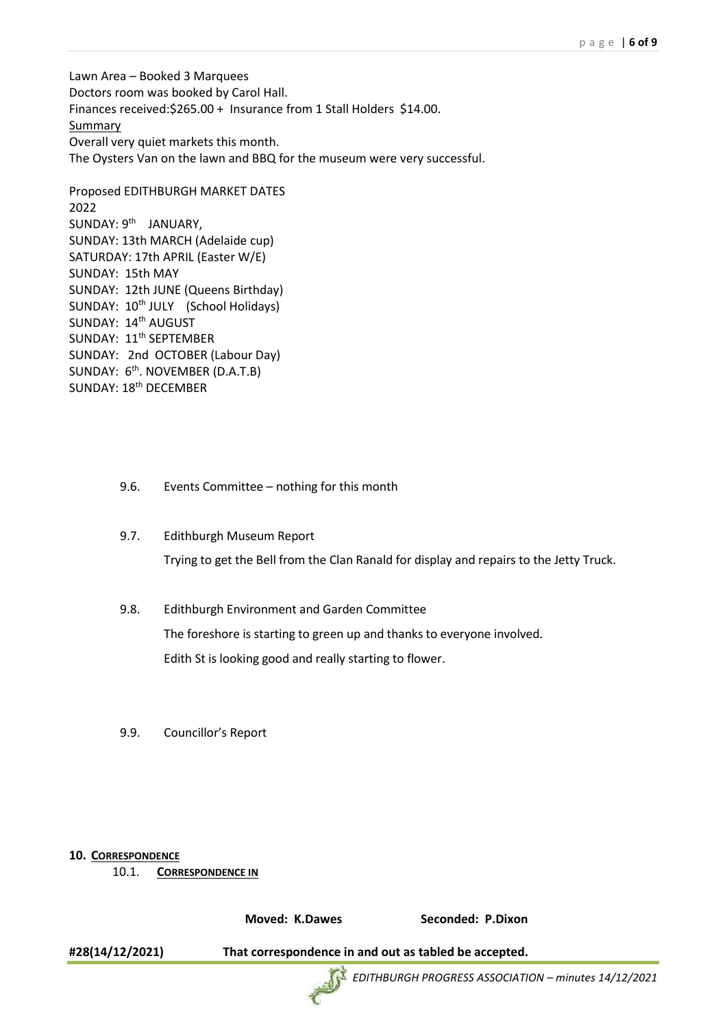Lawn Area – Booked 3 Marquees
Doctors room was booked by Carol Hall.
Finances received:$265.00 + Insurance from 1 Stall Holders $14.00.

<u>Summary</u>

Overall very quiet markets this month.
The Oysters Van on the lawn and BBQ for the museum were very successful.

Proposed EDITHBURGH MARKET DATES
2022
SUNDAY: 9th JANUARY,
SUNDAY: 13th MARCH (Adelaide cup)
SATURDAY: 17th APRIL (Easter W/E)
SUNDAY: 15th MAY
SUNDAY: 12th JUNE (Queens Birthday)
SUNDAY: 10th JULY (School Holidays)
SUNDAY: 14th AUGUST
SUNDAY: 11th SEPTEMBER
SUNDAY: 2nd OCTOBER (Labour Day)
SUNDAY: 6th. NOVEMBER (D.A.T.B)
SUNDAY: 18th DECEMBER

9.6. Events Committee – nothing for this month

9.7. Edithburgh Museum Report

Trying to get the Bell from the Clan Ranald for display and repairs to the Jetty Truck.

9.8. Edithburgh Environment and Garden Committee

The foreshore is starting to green up and thanks to everyone involved.

Edith St is looking good and really starting to flower.

9.9. Councillor's Report

## 10. CORRESPONDENCE

### 10.1. CORRESPONDENCE IN

**Moved: K.Dawes** **Seconded: P.Dixon**

**#28(14/12/2021) That correspondence in and out as tabled be accepted.**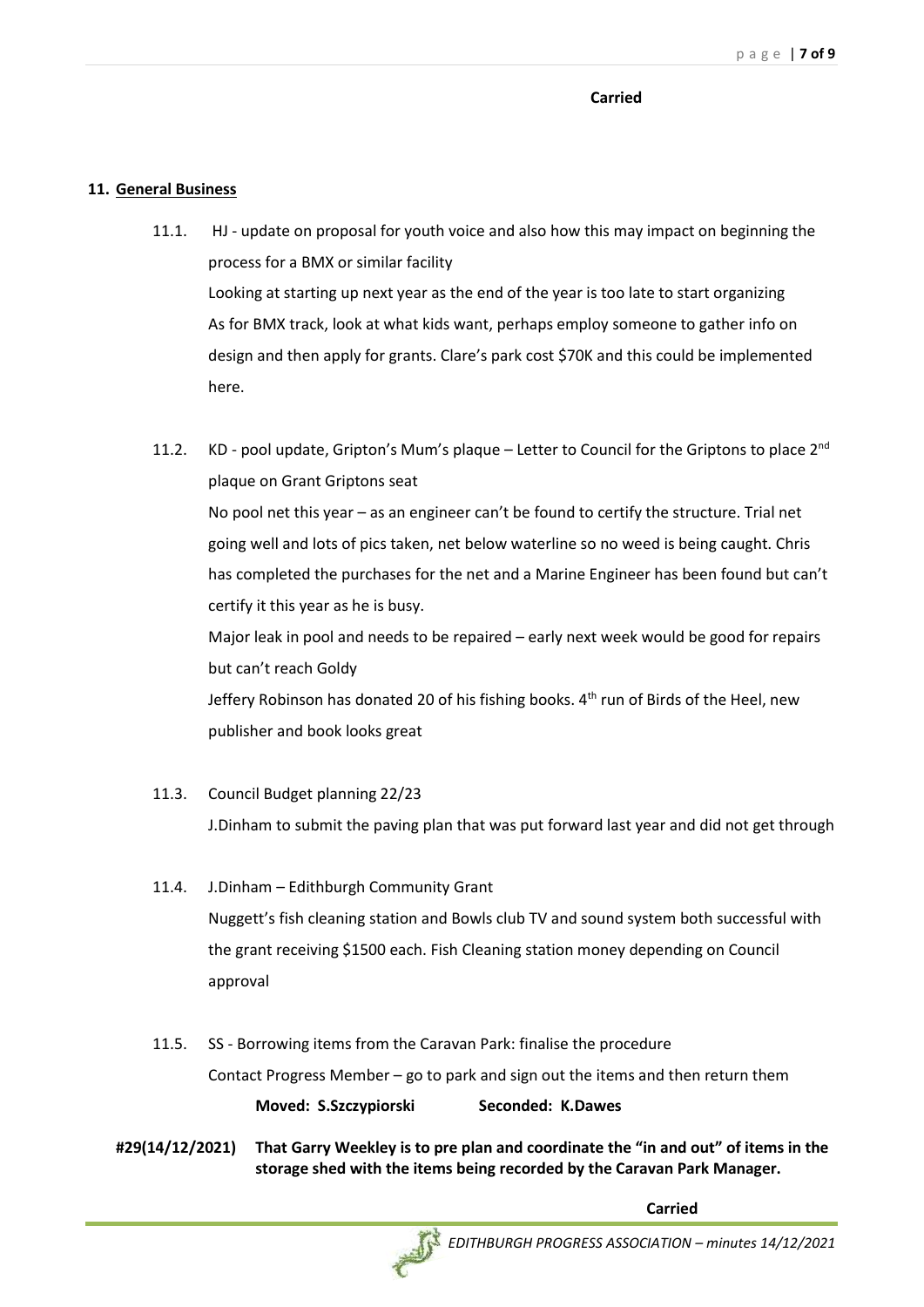**Carried**

## 11. General Business

11.1. HJ - update on proposal for youth voice and also how this may impact on beginning the process for a BMX or similar facility

Looking at starting up next year as the end of the year is too late to start organizing

As for BMX track, look at what kids want, perhaps employ someone to gather info on design and then apply for grants. Clare's park cost $70K and this could be implemented here.

11.2. KD - pool update, Gripton's Mum's plaque – Letter to Council for the Griptons to place 2nd plaque on Grant Griptons seat

No pool net this year – as an engineer can't be found to certify the structure. Trial net going well and lots of pics taken, net below waterline so no weed is being caught. Chris has completed the purchases for the net and a Marine Engineer has been found but can't certify it this year as he is busy.

Major leak in pool and needs to be repaired – early next week would be good for repairs but can't reach Goldy

Jeffery Robinson has donated 20 of his fishing books. 4th run of Birds of the Heel, new publisher and book looks great

11.3. Council Budget planning 22/23

J.Dinham to submit the paving plan that was put forward last year and did not get through

11.4. J.Dinham – Edithburgh Community Grant

Nuggett's fish cleaning station and Bowls club TV and sound system both successful with the grant receiving $1500 each. Fish Cleaning station money depending on Council approval

11.5. SS - Borrowing items from the Caravan Park: finalise the procedure

Contact Progress Member – go to park and sign out the items and then return them

**Moved: S.Szczypiorski Seconded: K.Dawes**

**#29(14/12/2021) That Garry Weekley is to pre plan and coordinate the "in and out" of items in the storage shed with the items being recorded by the Caravan Park Manager.**

**Carried**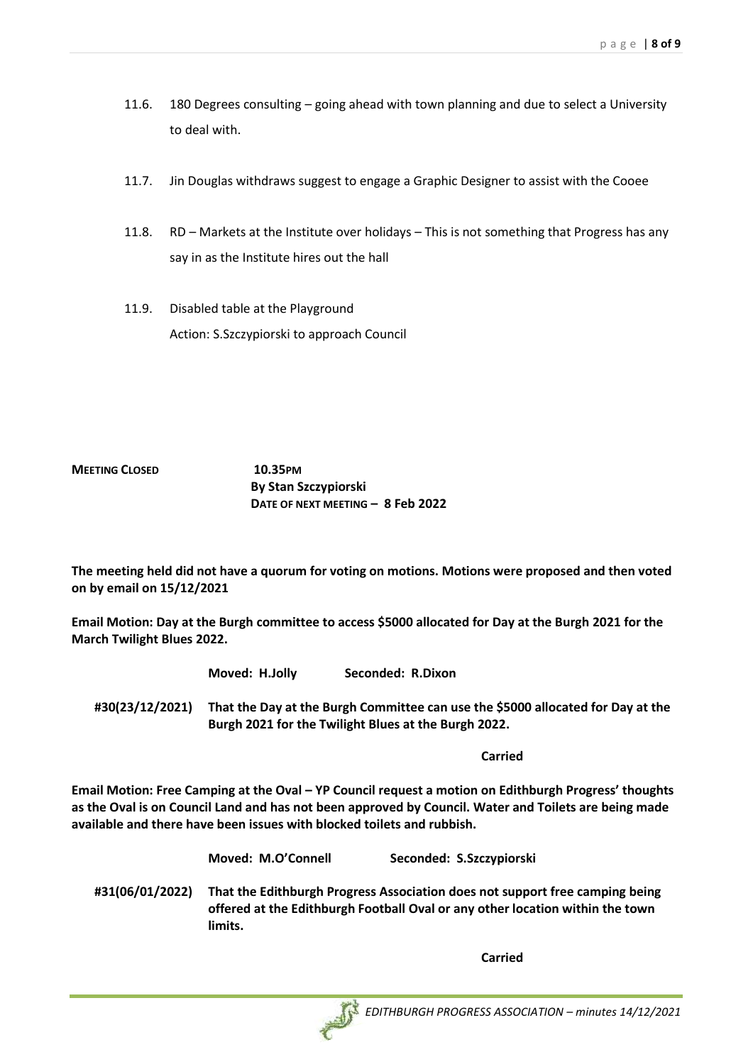11.6. 180 Degrees consulting – going ahead with town planning and due to select a University to deal with.

11.7. Jin Douglas withdraws suggest to engage a Graphic Designer to assist with the Cooee

11.8. RD – Markets at the Institute over holidays – This is not something that Progress has any say in as the Institute hires out the hall

11.9. Disabled table at the Playground

Action: S.Szczypiorski to approach Council

**MEETING CLOSED** **10.35PM**
**By Stan Szczypiorski**
**DATE OF NEXT MEETING – 8 Feb 2022**

**The meeting held did not have a quorum for voting on motions. Motions were proposed and then voted on by email on 15/12/2021**

**Email Motion: Day at the Burgh committee to access $5000 allocated for Day at the Burgh 2021 for the March Twilight Blues 2022.**

**Moved: H.Jolly** **Seconded: R.Dixon**

**#30(23/12/2021)** **That the Day at the Burgh Committee can use the $5000 allocated for Day at the Burgh 2021 for the Twilight Blues at the Burgh 2022.**

**Carried**

**Email Motion: Free Camping at the Oval – YP Council request a motion on Edithburgh Progress' thoughts as the Oval is on Council Land and has not been approved by Council. Water and Toilets are being made available and there have been issues with blocked toilets and rubbish.**

**Moved: M.O'Connell** **Seconded: S.Szczypiorski**

**#31(06/01/2022)** **That the Edithburgh Progress Association does not support free camping being offered at the Edithburgh Football Oval or any other location within the town limits.**

**Carried**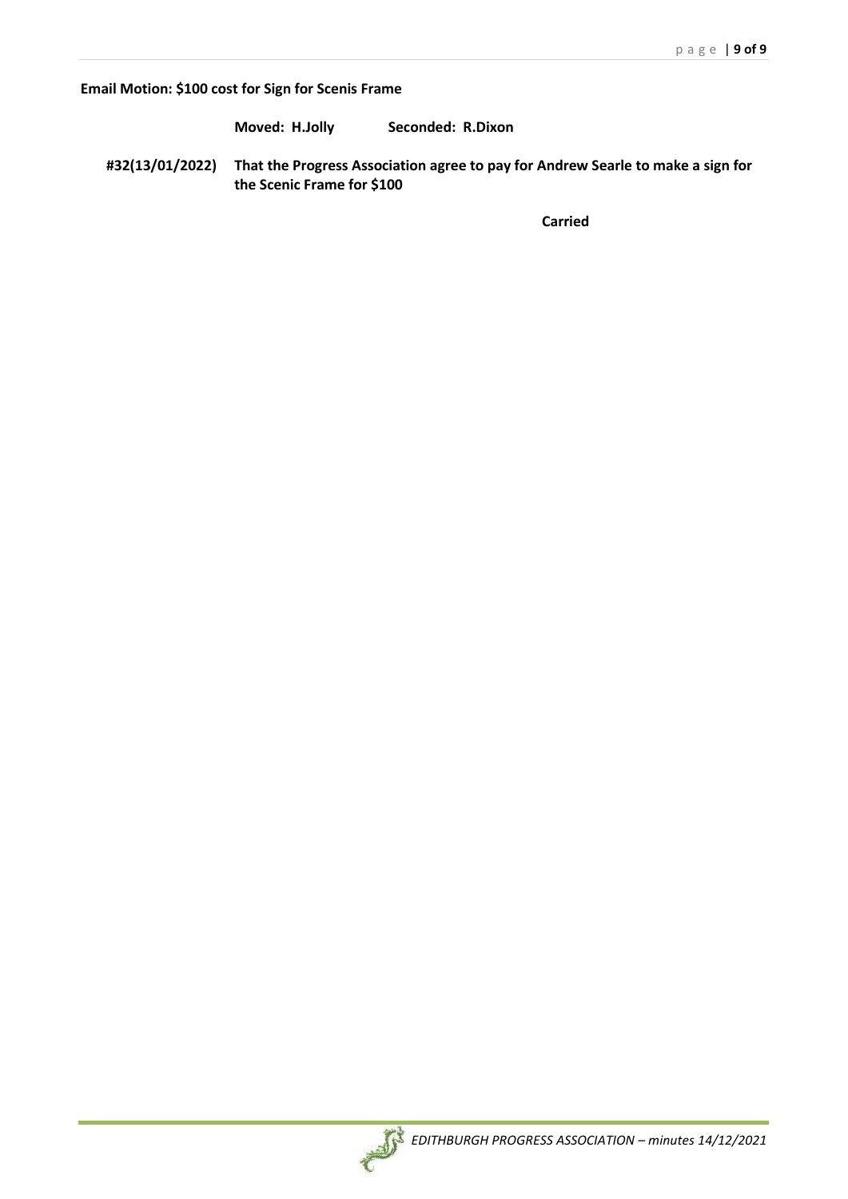**Email Motion: $100 cost for Sign for Scenis Frame**

**Moved: H.Jolly** **Seconded: R.Dixon**

**#32(13/01/2022)** **That the Progress Association agree to pay for Andrew Searle to make a sign for the Scenic Frame for $100**

**Carried**